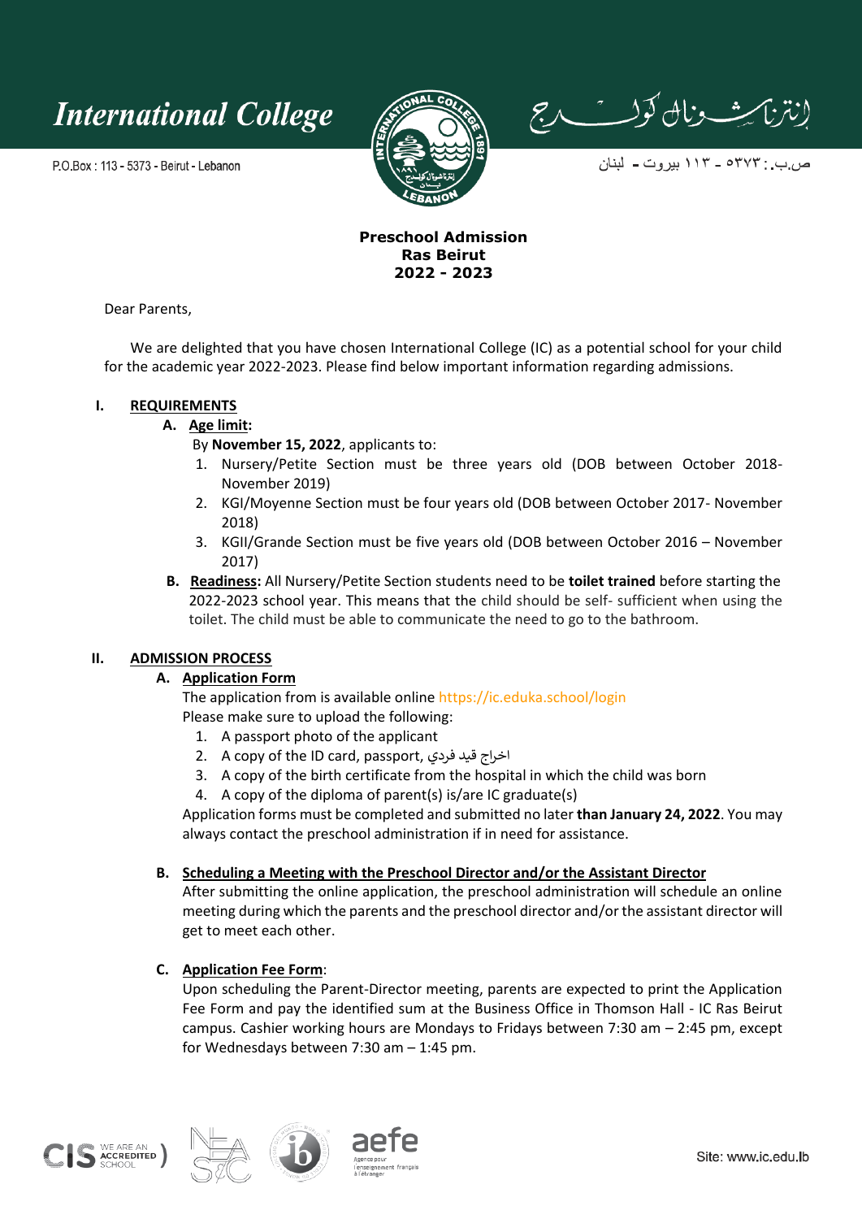International College

P.O.Box : 113 - 5373 - Beirut - Lebanon

إنترناشيونال كولدج

ص.ب.: ٥٣٧٣ - ١١٣ بيروت - لبنان

**Preschool Admission**
**Ras Beirut**
**2022 - 2023**

Dear Parents,

We are delighted that you have chosen International College (IC) as a potential school for your child for the academic year 2022-2023. Please find below important information regarding admissions.

## I. REQUIREMENTS

### A. Age limit:

By **November 15, 2022**, applicants to:

1. Nursery/Petite Section must be three years old (DOB between October 2018- November 2019)
2. KGI/Moyenne Section must be four years old (DOB between October 2017- November 2018)
3. KGII/Grande Section must be five years old (DOB between October 2016 – November 2017)

### B. Readiness:

All Nursery/Petite Section students need to be **toilet trained** before starting the 2022-2023 school year. This means that the child should be self- sufficient when using the toilet. The child must be able to communicate the need to go to the bathroom.

## II. ADMISSION PROCESS

### A. Application Form

The application from is available online https://ic.eduka.school/login

Please make sure to upload the following:

1. A passport photo of the applicant
2. A copy of the ID card, passport, اخراج قيد فردي
3. A copy of the birth certificate from the hospital in which the child was born
4. A copy of the diploma of parent(s) is/are IC graduate(s)

Application forms must be completed and submitted no later **than January 24, 2022**. You may always contact the preschool administration if in need for assistance.

### B. Scheduling a Meeting with the Preschool Director and/or the Assistant Director

After submitting the online application, the preschool administration will schedule an online meeting during which the parents and the preschool director and/or the assistant director will get to meet each other.

### C. Application Fee Form:

Upon scheduling the Parent-Director meeting, parents are expected to print the Application Fee Form and pay the identified sum at the Business Office in Thomson Hall - IC Ras Beirut campus. Cashier working hours are Mondays to Fridays between 7:30 am – 2:45 pm, except for Wednesdays between 7:30 am – 1:45 pm.

Site: www.ic.edu.lb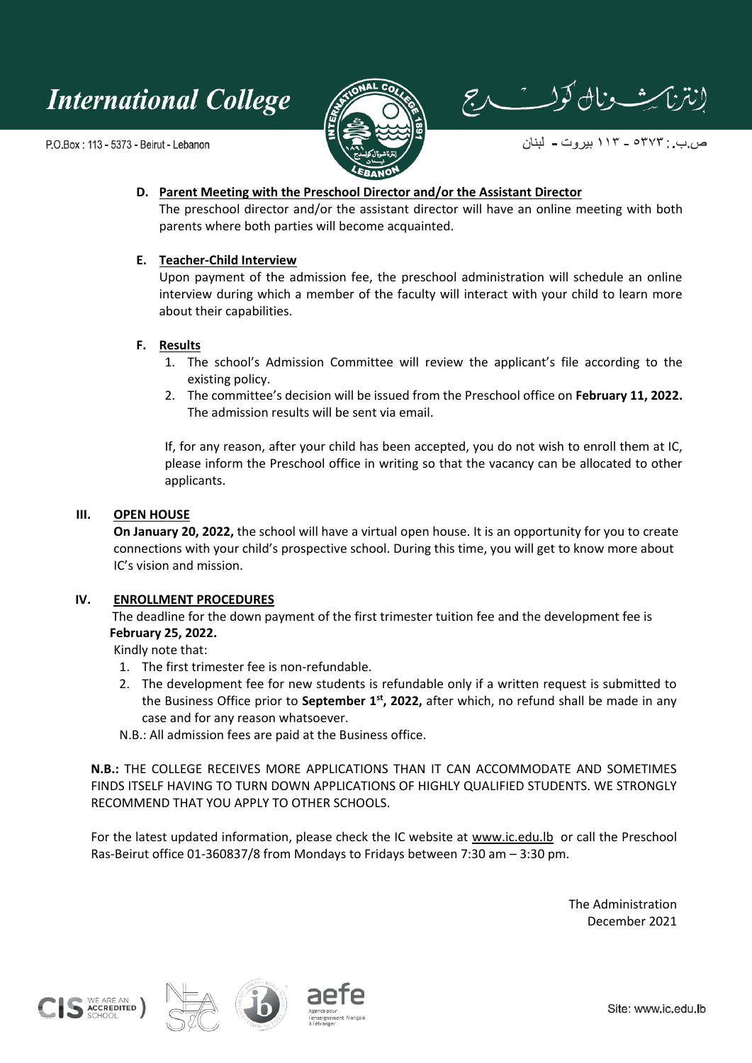**D. Parent Meeting with the Preschool Director and/or the Assistant Director**

The preschool director and/or the assistant director will have an online meeting with both parents where both parties will become acquainted.

**E. Teacher-Child Interview**

Upon payment of the admission fee, the preschool administration will schedule an online interview during which a member of the faculty will interact with your child to learn more about their capabilities.

**F. Results**

1. The school's Admission Committee will review the applicant's file according to the existing policy.
2. The committee's decision will be issued from the Preschool office on **February 11, 2022.** The admission results will be sent via email.

If, for any reason, after your child has been accepted, you do not wish to enroll them at IC, please inform the Preschool office in writing so that the vacancy can be allocated to other applicants.

## III. OPEN HOUSE

**On January 20, 2022,** the school will have a virtual open house. It is an opportunity for you to create connections with your child's prospective school. During this time, you will get to know more about IC's vision and mission.

## IV. ENROLLMENT PROCEDURES

The deadline for the down payment of the first trimester tuition fee and the development fee is **February 25, 2022.**

Kindly note that:

1. The first trimester fee is non-refundable.
2. The development fee for new students is refundable only if a written request is submitted to the Business Office prior to **September 1st, 2022,** after which, no refund shall be made in any case and for any reason whatsoever.

N.B.: All admission fees are paid at the Business office.

**N.B.:** THE COLLEGE RECEIVES MORE APPLICATIONS THAN IT CAN ACCOMMODATE AND SOMETIMES FINDS ITSELF HAVING TO TURN DOWN APPLICATIONS OF HIGHLY QUALIFIED STUDENTS. WE STRONGLY RECOMMEND THAT YOU APPLY TO OTHER SCHOOLS.

For the latest updated information, please check the IC website at www.ic.edu.lb or call the Preschool Ras-Beirut office 01-360837/8 from Mondays to Fridays between 7:30 am – 3:30 pm.

The Administration
December 2021